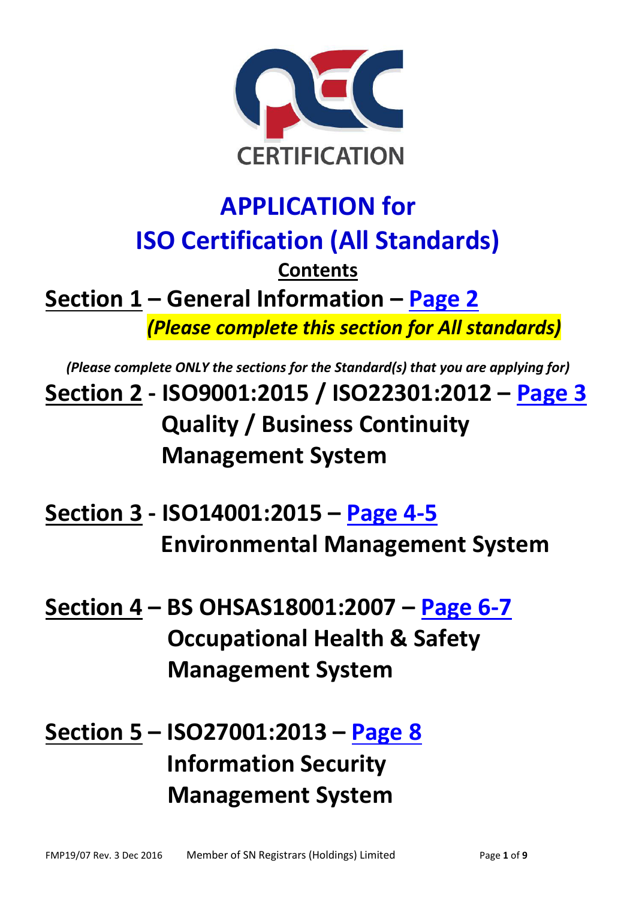CERTIFICATION

# APPLICATION for
# ISO Certification (All Standards)

**Contents**

## Section 1 – General Information – Page 2

***(Please complete this section for All standards)***

*(Please complete ONLY the sections for the Standard(s) that you are applying for)*

## Section 2 - ISO9001:2015 / ISO22301:2012 – Page 3
**Quality / Business Continuity Management System**

## Section 3 - ISO14001:2015 – Page 4-5
**Environmental Management System**

## Section 4 – BS OHSAS18001:2007 – Page 6-7
**Occupational Health & Safety Management System**

## Section 5 – ISO27001:2013 – Page 8
**Information Security Management System**

FMP19/07 Rev. 3 Dec 2016 Member of SN Registrars (Holdings) Limited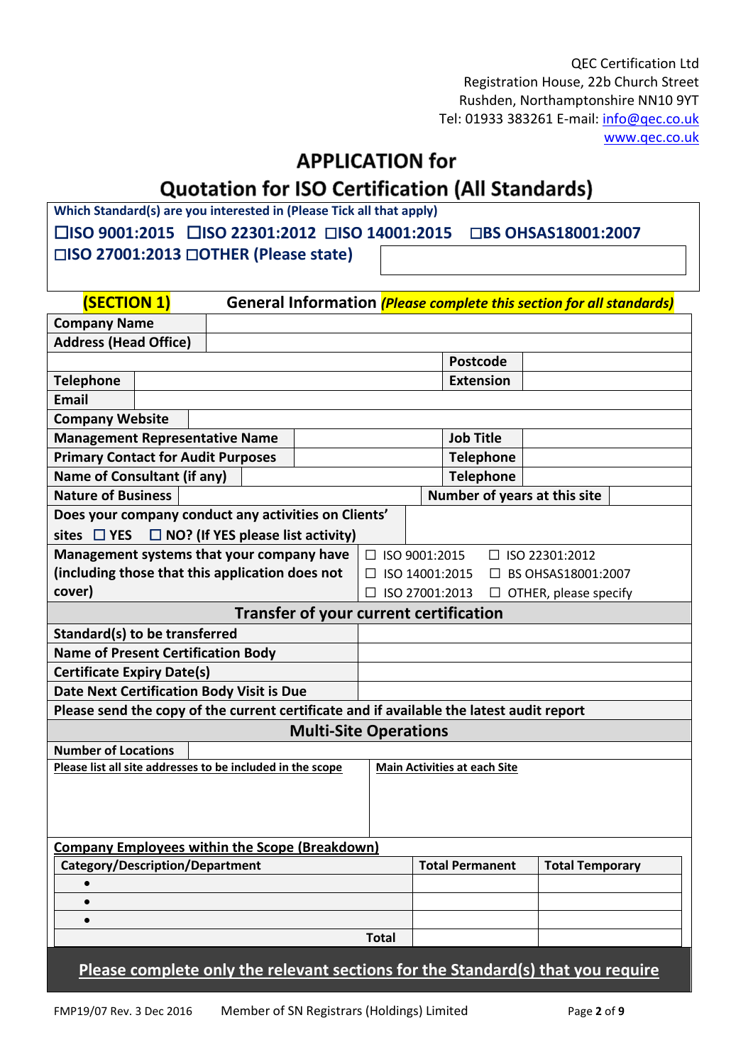QEC Certification Ltd
Registration House, 22b Church Street
Rushden, Northamptonshire NN10 9YT
Tel: 01933 383261 E-mail: info@qec.co.uk
www.qec.co.uk

# APPLICATION for Quotation for ISO Certification (All Standards)

**Which Standard(s) are you interested in (Please Tick all that apply)**

**☐ISO 9001:2015 ☐ISO 22301:2012 ☐ISO 14001:2015 ☐BS OHSAS18001:2007**
**☐ISO 27001:2013 ☐OTHER (Please state)**

## (SECTION 1) General Information *(Please complete this section for all standards)*

| | | | |
|---|---|---|---|
| **Company Name** | | | |
| **Address (Head Office)** | | | |
| | | **Postcode** | |
| **Telephone** | | **Extension** | |
| **Email** | | | |
| **Company Website** | | | |
| **Management Representative Name** | | **Job Title** | |
| **Primary Contact for Audit Purposes** | | **Telephone** | |
| **Name of Consultant (if any)** | | **Telephone** | |
| **Nature of Business** | | **Number of years at this site** | |
| **Does your company conduct any activities on Clients' sites ☐ YES ☐ NO? (If YES please list activity)** | | | |
| **Management systems that your company have (including those that this application does not cover)** | ☐ ISO 9001:2015 ☐ ISO 22301:2012 ☐ ISO 14001:2015 ☐ BS OHSAS18001:2007 ☐ ISO 27001:2013 ☐ OTHER, please specify | | |

### Transfer of your current certification

| | |
|---|---|
| **Standard(s) to be transferred** | |
| **Name of Present Certification Body** | |
| **Certificate Expiry Date(s)** | |
| **Date Next Certification Body Visit is Due** | |

**Please send the copy of the current certificate and if available the latest audit report**

### Multi-Site Operations

| | |
|---|---|
| **Number of Locations** | |
| **Please list all site addresses to be included in the scope** | **Main Activities at each Site** |
| | |

**Company Employees within the Scope (Breakdown)**

| Category/Description/Department | Total Permanent | Total Temporary |
|---|---|---|
| • | | |
| • | | |
| • | | |
| **Total** | | |

**Please complete only the relevant sections for the Standard(s) that you require**

FMP19/07 Rev. 3 Dec 2016 Member of SN Registrars (Holdings) Limited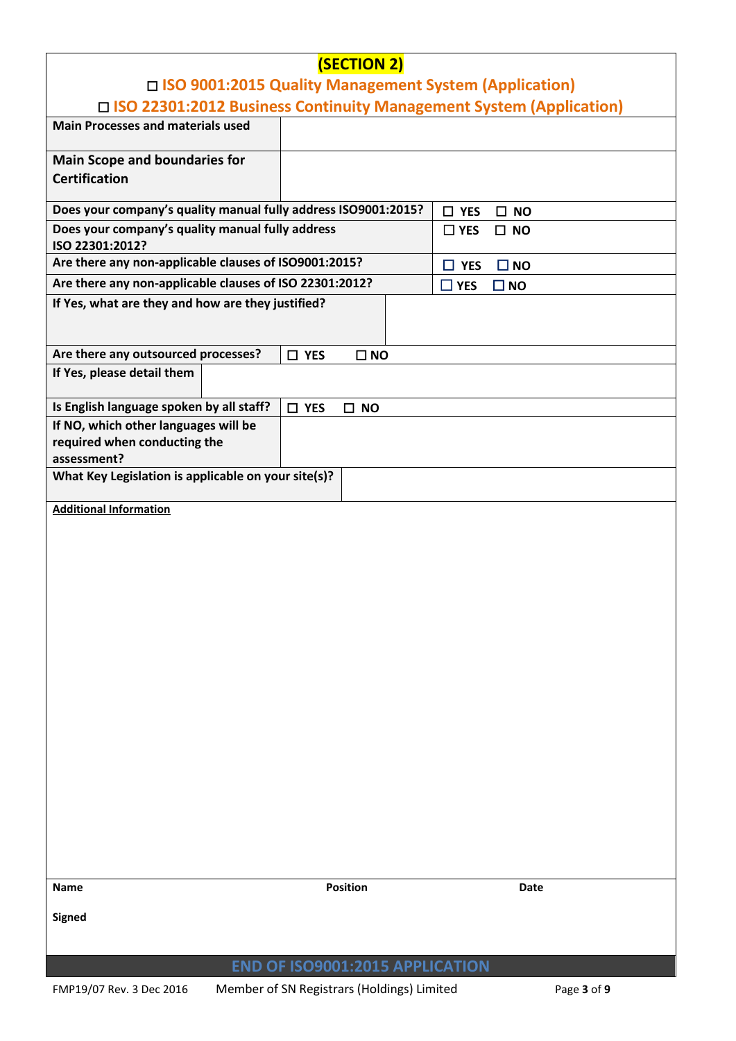## (SECTION 2)

## ☐ ISO 9001:2015 Quality Management System (Application)

## ☐ ISO 22301:2012 Business Continuity Management System (Application)

| | |
|---|---|
| **Main Processes and materials used** | |
| **Main Scope and boundaries for Certification** | |
| **Does your company's quality manual fully address ISO9001:2015?** | ☐ YES ☐ NO |
| **Does your company's quality manual fully address ISO 22301:2012?** | ☐ YES ☐ NO |
| **Are there any non-applicable clauses of ISO9001:2015?** | ☐ YES ☐ NO |
| **Are there any non-applicable clauses of ISO 22301:2012?** | ☐ YES ☐ NO |
| **If Yes, what are they and how are they justified?** | |
| **Are there any outsourced processes?** | ☐ YES ☐ NO |
| **If Yes, please detail them** | |
| **Is English language spoken by all staff?** | ☐ YES ☐ NO |
| **If NO, which other languages will be required when conducting the assessment?** | |
| **What Key Legislation is applicable on your site(s)?** | |

**Additional Information**

| **Name** | **Position** | **Date** |
|---|---|---|
| **Signed** | | |

**END OF ISO9001:2015 APPLICATION**

FMP19/07 Rev. 3 Dec 2016 Member of SN Registrars (Holdings) Limited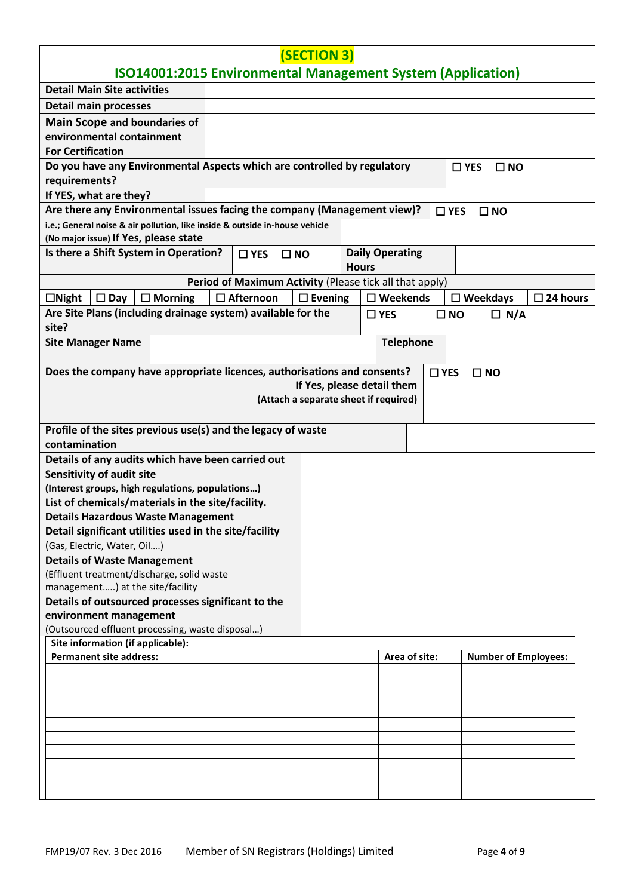## (SECTION 3)

## ISO14001:2015 Environmental Management System (Application)

| | |
|---|---|
| **Detail Main Site activities** | |
| **Detail main processes** | |
| **Main Scope and boundaries of environmental containment For Certification** | |

| | |
|---|---|
| **Do you have any Environmental Aspects which are controlled by regulatory requirements?** | ☐ **YES** ☐ **NO** |
| **If YES, what are they?** | |
| **Are there any Environmental issues facing the company (Management view)?** | ☐ **YES** ☐ **NO** |
| **i.e.; General noise & air pollution, like inside & outside in-house vehicle (No major issue) If Yes, please state** | |

| | | | |
|---|---|---|---|
| **Is there a Shift System in Operation?** | ☐ **YES** ☐ **NO** | **Daily Operating Hours** | |

**Period of Maximum Activity** (Please tick all that apply)

| | | | | | | | |
|---|---|---|---|---|---|---|---|
| ☐**Night** | ☐ **Day** | ☐ **Morning** | ☐ **Afternoon** | ☐ **Evening** | ☐ **Weekends** | ☐ **Weekdays** | ☐ **24 hours** |

| | |
|---|---|
| **Are Site Plans (including drainage system) available for the site?** | ☐ **YES** ☐ **NO** ☐ **N/A** |

| | | | |
|---|---|---|---|
| **Site Manager Name** | | **Telephone** | |

| | |
|---|---|
| **Does the company have appropriate licences, authorisations and consents? If Yes, please detail them (Attach a separate sheet if required)** | ☐ **YES** ☐ **NO** |
| **Profile of the sites previous use(s) and the legacy of waste contamination** | |
| **Details of any audits which have been carried out** | |
| **Sensitivity of audit site (Interest groups, high regulations, populations…)** | |
| **List of chemicals/materials in the site/facility. Details Hazardous Waste Management** | |
| **Detail significant utilities used in the site/facility** (Gas, Electric, Water, Oil….) | |
| **Details of Waste Management** (Effluent treatment/discharge, solid waste management…..) at the site/facility | |
| **Details of outsourced processes significant to the environment management** (Outsourced effluent processing, waste disposal…) | |

**Site information (if applicable):**

| Permanent site address: | Area of site: | Number of Employees: |
|---|---|---|
| | | |
| | | |
| | | |
| | | |
| | | |
| | | |
| | | |
| | | |
| | | |
| | | |

FMP19/07 Rev. 3 Dec 2016 Member of SN Registrars (Holdings) Limited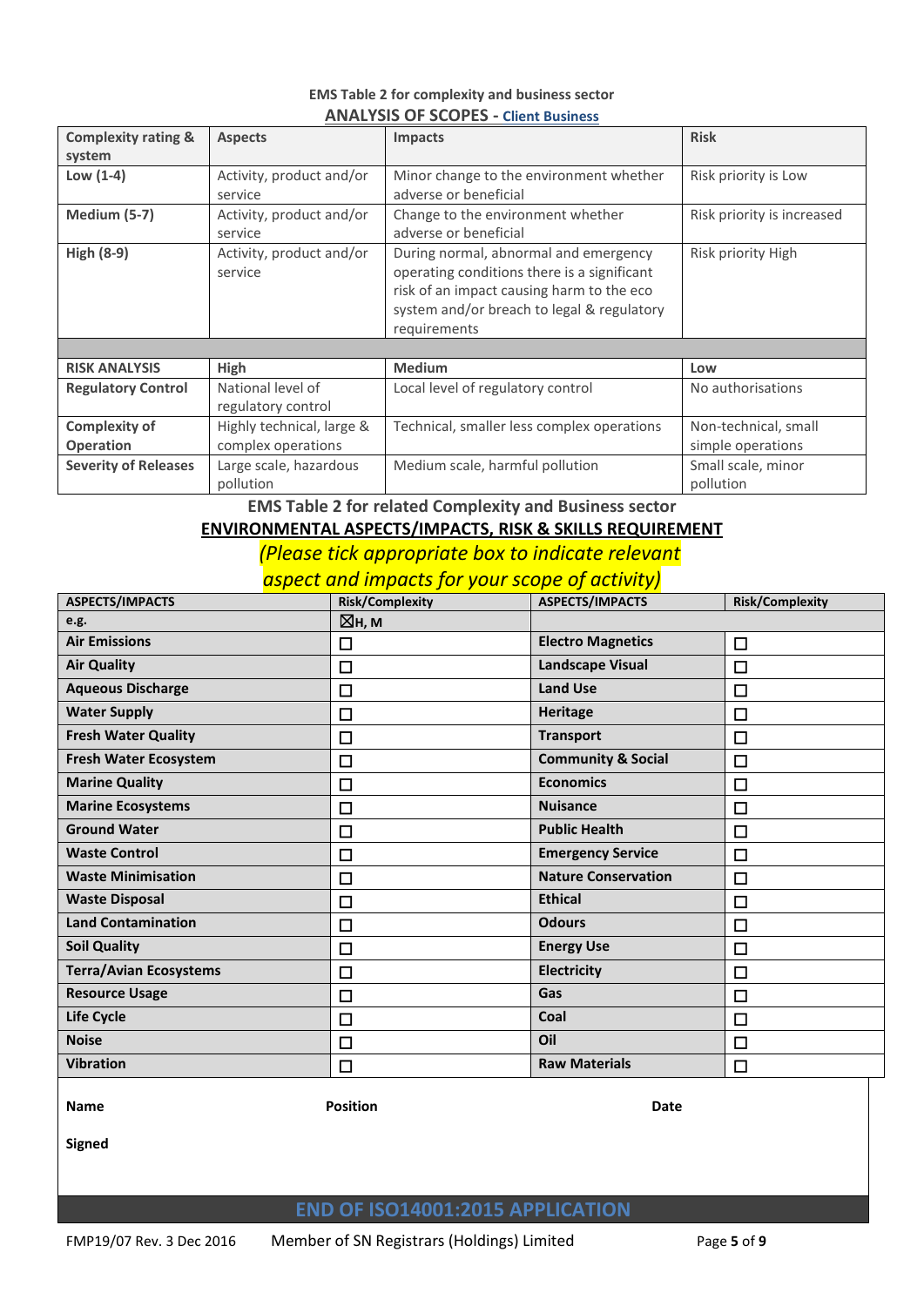**EMS Table 2 for complexity and business sector**

**ANALYSIS OF SCOPES - Client Business**

| Complexity rating & system | Aspects | Impacts | Risk |
|---|---|---|---|
| **Low (1-4)** | Activity, product and/or service | Minor change to the environment whether adverse or beneficial | Risk priority is Low |
| **Medium (5-7)** | Activity, product and/or service | Change to the environment whether adverse or beneficial | Risk priority is increased |
| **High (8-9)** | Activity, product and/or service | During normal, abnormal and emergency operating conditions there is a significant risk of an impact causing harm to the eco system and/or breach to legal & regulatory requirements | Risk priority High |
| | | | |
| **RISK ANALYSIS** | **High** | **Medium** | **Low** |
| **Regulatory Control** | National level of regulatory control | Local level of regulatory control | No authorisations |
| **Complexity of Operation** | Highly technical, large & complex operations | Technical, smaller less complex operations | Non-technical, small simple operations |
| **Severity of Releases** | Large scale, hazardous pollution | Medium scale, harmful pollution | Small scale, minor pollution |

**EMS Table 2 for related Complexity and Business sector**

**ENVIRONMENTAL ASPECTS/IMPACTS, RISK & SKILLS REQUIREMENT**

*(Please tick appropriate box to indicate relevant aspect and impacts for your scope of activity)*

| ASPECTS/IMPACTS | Risk/Complexity | ASPECTS/IMPACTS | Risk/Complexity |
|---|---|---|---|
| **e.g.** | ☒H, M | | |
| **Air Emissions** | ☐ | **Electro Magnetics** | ☐ |
| **Air Quality** | ☐ | **Landscape Visual** | ☐ |
| **Aqueous Discharge** | ☐ | **Land Use** | ☐ |
| **Water Supply** | ☐ | **Heritage** | ☐ |
| **Fresh Water Quality** | ☐ | **Transport** | ☐ |
| **Fresh Water Ecosystem** | ☐ | **Community & Social** | ☐ |
| **Marine Quality** | ☐ | **Economics** | ☐ |
| **Marine Ecosystems** | ☐ | **Nuisance** | ☐ |
| **Ground Water** | ☐ | **Public Health** | ☐ |
| **Waste Control** | ☐ | **Emergency Service** | ☐ |
| **Waste Minimisation** | ☐ | **Nature Conservation** | ☐ |
| **Waste Disposal** | ☐ | **Ethical** | ☐ |
| **Land Contamination** | ☐ | **Odours** | ☐ |
| **Soil Quality** | ☐ | **Energy Use** | ☐ |
| **Terra/Avian Ecosystems** | ☐ | **Electricity** | ☐ |
| **Resource Usage** | ☐ | **Gas** | ☐ |
| **Life Cycle** | ☐ | **Coal** | ☐ |
| **Noise** | ☐ | **Oil** | ☐ |
| **Vibration** | ☐ | **Raw Materials** | ☐ |

**Name** **Position** **Date**

**Signed**

## END OF ISO14001:2015 APPLICATION

FMP19/07 Rev. 3 Dec 2016 Member of SN Registrars (Holdings) Limited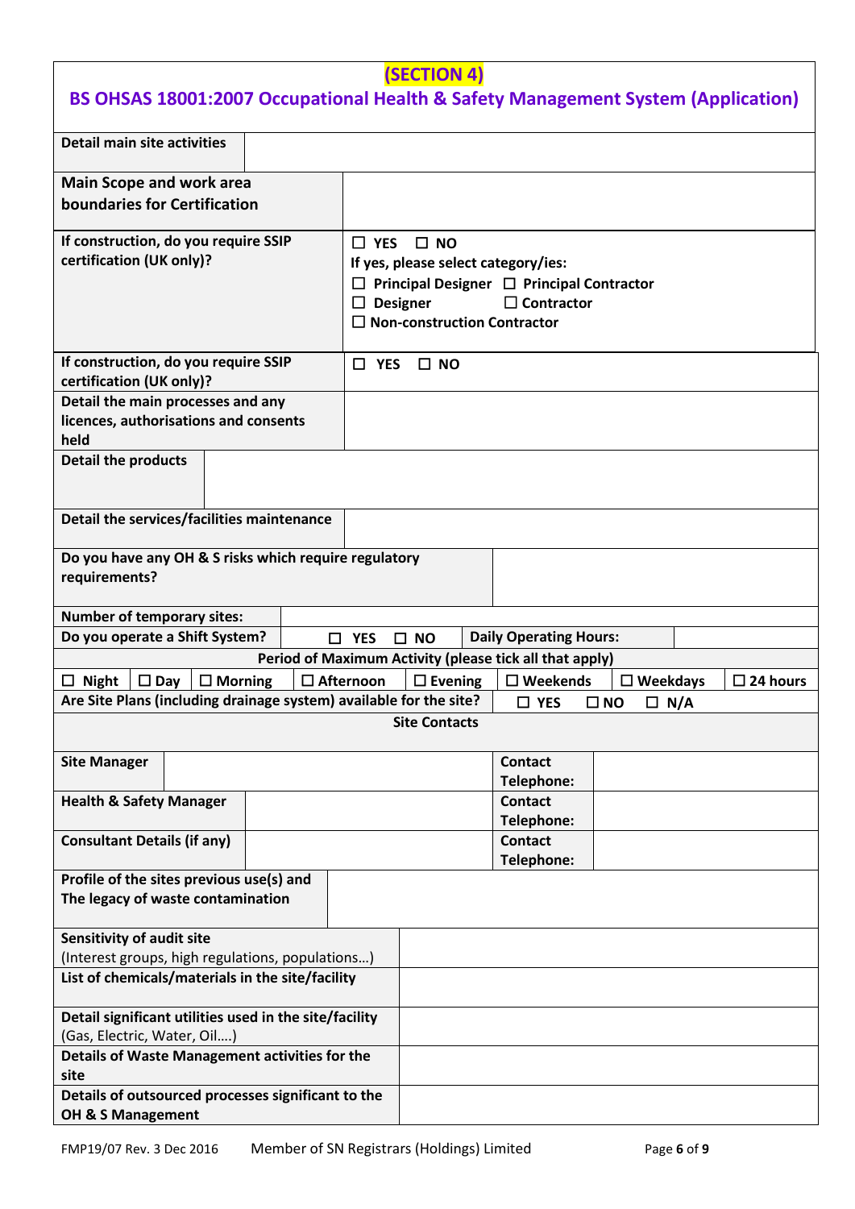# (SECTION 4)

## BS OHSAS 18001:2007 Occupational Health & Safety Management System (Application)

| | |
|---|---|
| **Detail main site activities** | |
| **Main Scope and work area boundaries for Certification** | |
| **If construction, do you require SSIP certification (UK only)?** | ☐ YES ☐ NO<br>If yes, please select category/ies:<br>☐ Principal Designer ☐ Principal Contractor<br>☐ Designer ☐ Contractor<br>☐ Non-construction Contractor |
| **If construction, do you require SSIP certification (UK only)?** | ☐ YES ☐ NO |
| **Detail the main processes and any licences, authorisations and consents held** | |
| **Detail the products** | |
| **Detail the services/facilities maintenance** | |
| **Do you have any OH & S risks which require regulatory requirements?** | |

| | | | |
|---|---|---|---|
| **Number of temporary sites:** | | | |
| **Do you operate a Shift System?** | ☐ YES ☐ NO | **Daily Operating Hours:** | |

**Period of Maximum Activity (please tick all that apply)**

| | | | | | | | |
|---|---|---|---|---|---|---|---|
| ☐ Night | ☐ Day | ☐ Morning | ☐ Afternoon | ☐ Evening | ☐ Weekends | ☐ Weekdays | ☐ 24 hours |

| | |
|---|---|
| **Are Site Plans (including drainage system) available for the site?** | ☐ YES ☐ NO ☐ N/A |

**Site Contacts**

| | | | |
|---|---|---|---|
| **Site Manager** | | **Contact Telephone:** | |
| **Health & Safety Manager** | | **Contact Telephone:** | |
| **Consultant Details (if any)** | | **Contact Telephone:** | |

| | |
|---|---|
| **Profile of the sites previous use(s) and The legacy of waste contamination** | |
| **Sensitivity of audit site**<br>(Interest groups, high regulations, populations…) | |
| **List of chemicals/materials in the site/facility** | |
| **Detail significant utilities used in the site/facility**<br>(Gas, Electric, Water, Oil….) | |
| **Details of Waste Management activities for the site** | |
| **Details of outsourced processes significant to the OH & S Management** | |

FMP19/07 Rev. 3 Dec 2016 Member of SN Registrars (Holdings) Limited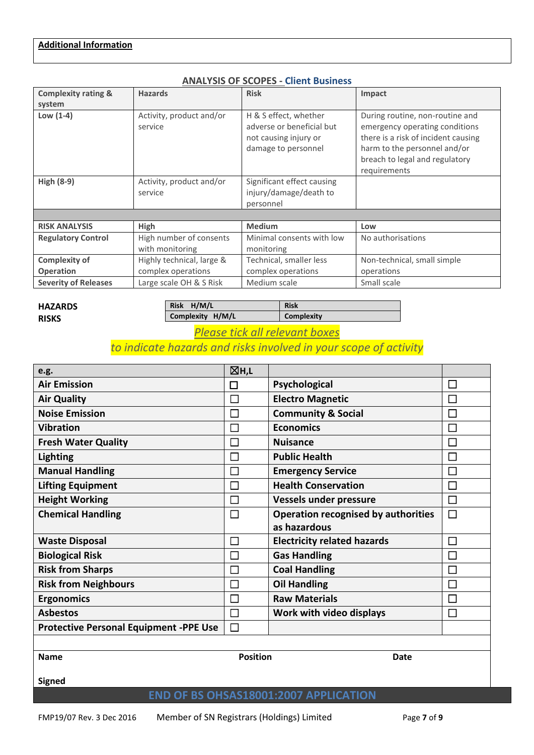**Additional Information**

## ANALYSIS OF SCOPES - Client Business

| Complexity rating & system | Hazards | Risk | Impact |
|---|---|---|---|
| **Low (1-4)** | Activity, product and/or service | H & S effect, whether adverse or beneficial but not causing injury or damage to personnel | During routine, non-routine and emergency operating conditions there is a risk of incident causing harm to the personnel and/or breach to legal and regulatory requirements |
| **High (8-9)** | Activity, product and/or service | Significant effect causing injury/damage/death to personnel | |
| | | | |
| **RISK ANALYSIS** | **High** | **Medium** | **Low** |
| **Regulatory Control** | High number of consents with monitoring | Minimal consents with low monitoring | No authorisations |
| **Complexity of Operation** | Highly technical, large & complex operations | Technical, smaller less complex operations | Non-technical, small simple operations |
| **Severity of Releases** | Large scale OH & S Risk | Medium scale | Small scale |

**HAZARDS**
**RISKS**

| Risk H/M/L | Risk |
|---|---|
| Complexity H/M/L | Complexity |

*Please tick all relevant boxes*
*to indicate hazards and risks involved in your scope of activity*

| e.g. | ☒H,L | | |
|---|---|---|---|
| **Air Emission** | ☐ | **Psychological** | ☐ |
| **Air Quality** | ☐ | **Electro Magnetic** | ☐ |
| **Noise Emission** | ☐ | **Community & Social** | ☐ |
| **Vibration** | ☐ | **Economics** | ☐ |
| **Fresh Water Quality** | ☐ | **Nuisance** | ☐ |
| **Lighting** | ☐ | **Public Health** | ☐ |
| **Manual Handling** | ☐ | **Emergency Service** | ☐ |
| **Lifting Equipment** | ☐ | **Health Conservation** | ☐ |
| **Height Working** | ☐ | **Vessels under pressure** | ☐ |
| **Chemical Handling** | ☐ | **Operation recognised by authorities as hazardous** | ☐ |
| **Waste Disposal** | ☐ | **Electricity related hazards** | ☐ |
| **Biological Risk** | ☐ | **Gas Handling** | ☐ |
| **Risk from Sharps** | ☐ | **Coal Handling** | ☐ |
| **Risk from Neighbours** | ☐ | **Oil Handling** | ☐ |
| **Ergonomics** | ☐ | **Raw Materials** | ☐ |
| **Asbestos** | ☐ | **Work with video displays** | ☐ |
| **Protective Personal Equipment -PPE Use** | ☐ | | |

**Name** **Position** **Date**

**Signed**

**END OF BS OHSAS18001:2007 APPLICATION**

FMP19/07 Rev. 3 Dec 2016 Member of SN Registrars (Holdings) Limited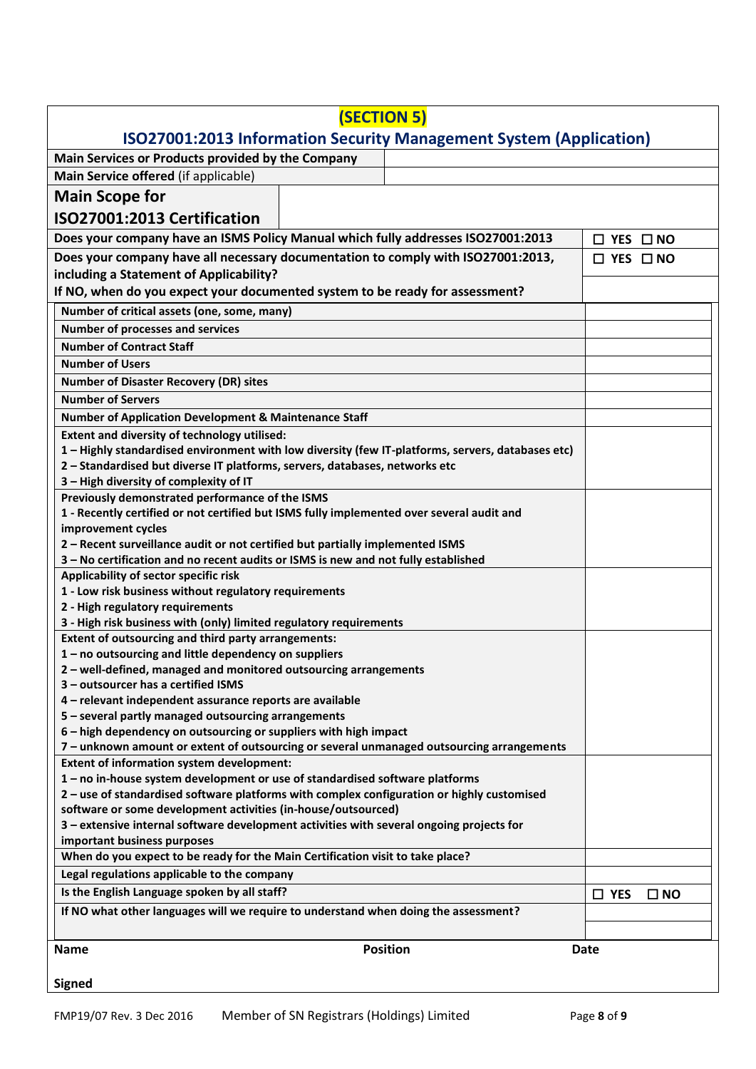## (SECTION 5)

## ISO27001:2013 Information Security Management System (Application)

| | |
|---|---|
| **Main Services or Products provided by the Company** | |
| **Main Service offered** (if applicable) | |
| **Main Scope for ISO27001:2013 Certification** | |
| **Does your company have an ISMS Policy Manual which fully addresses ISO27001:2013** | ☐ YES ☐ NO |
| **Does your company have all necessary documentation to comply with ISO27001:2013, including a Statement of Applicability?** | ☐ YES ☐ NO |
| **If NO, when do you expect your documented system to be ready for assessment?** | |
| **Number of critical assets (one, some, many)** | |
| **Number of processes and services** | |
| **Number of Contract Staff** | |
| **Number of Users** | |
| **Number of Disaster Recovery (DR) sites** | |
| **Number of Servers** | |
| **Number of Application Development & Maintenance Staff** | |
| **Extent and diversity of technology utilised:**<br>**1 – Highly standardised environment with low diversity (few IT-platforms, servers, databases etc)**<br>**2 – Standardised but diverse IT platforms, servers, databases, networks etc**<br>**3 – High diversity of complexity of IT** | |
| **Previously demonstrated performance of the ISMS**<br>**1 - Recently certified or not certified but ISMS fully implemented over several audit and improvement cycles**<br>**2 – Recent surveillance audit or not certified but partially implemented ISMS**<br>**3 – No certification and no recent audits or ISMS is new and not fully established** | |
| **Applicability of sector specific risk**<br>**1 - Low risk business without regulatory requirements**<br>**2 - High regulatory requirements**<br>**3 - High risk business with (only) limited regulatory requirements** | |
| **Extent of outsourcing and third party arrangements:**<br>**1 – no outsourcing and little dependency on suppliers**<br>**2 – well-defined, managed and monitored outsourcing arrangements**<br>**3 – outsourcer has a certified ISMS**<br>**4 – relevant independent assurance reports are available**<br>**5 – several partly managed outsourcing arrangements**<br>**6 – high dependency on outsourcing or suppliers with high impact**<br>**7 – unknown amount or extent of outsourcing or several unmanaged outsourcing arrangements** | |
| **Extent of information system development:**<br>**1 – no in-house system development or use of standardised software platforms**<br>**2 – use of standardised software platforms with complex configuration or highly customised software or some development activities (in-house/outsourced)**<br>**3 – extensive internal software development activities with several ongoing projects for important business purposes** | |
| **When do you expect to be ready for the Main Certification visit to take place?** | |
| **Legal regulations applicable to the company** | |
| **Is the English Language spoken by all staff?** | ☐ YES ☐ NO |
| **If NO what other languages will we require to understand when doing the assessment?** | |

| **Name** | **Position** | **Date** |
|---|---|---|
| **Signed** | | |

FMP19/07 Rev. 3 Dec 2016 Member of SN Registrars (Holdings) Limited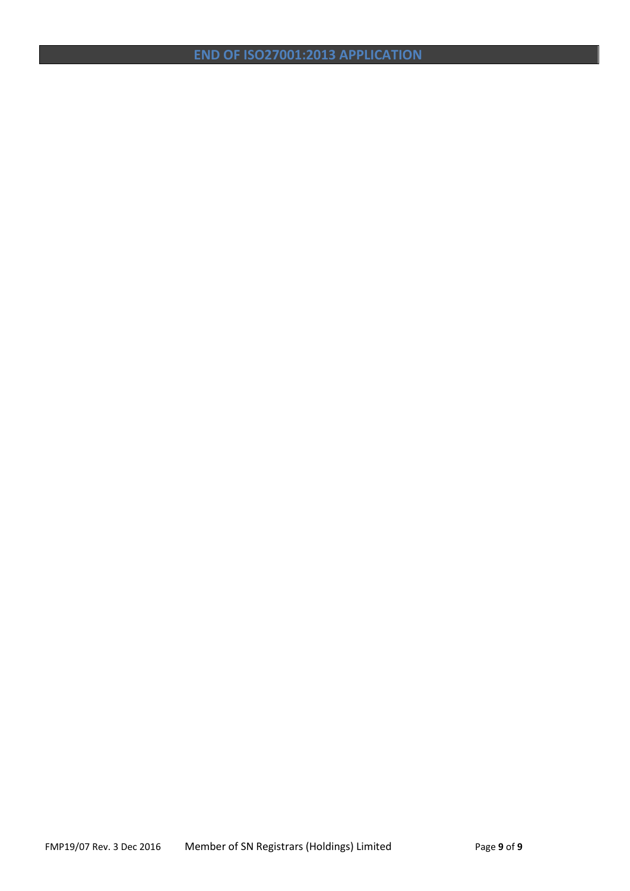# END OF ISO27001:2013 APPLICATION